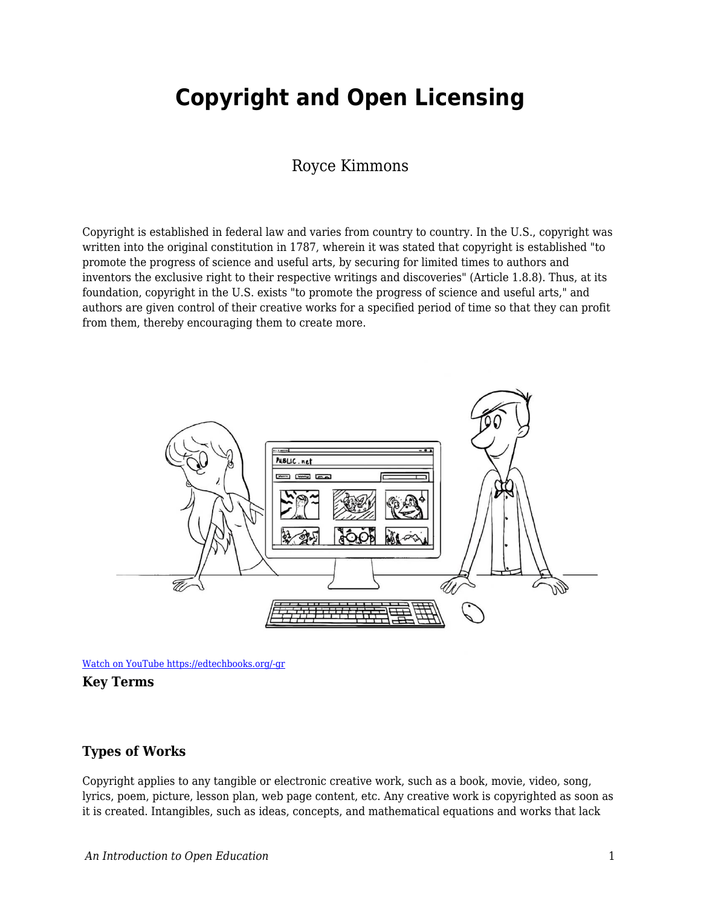# Copyright and Open Licensing

Royce Kimmons

Copyright is established in federal law and varies from country to country. In the U.S., copyright was written into the original constitution in 1787, wherein it was stated that copyright is established "to promote the progress of science and useful arts, by securing for limited times to authors and inventors the exclusive right to their respective writings and discoveries" (Article 1.8.8). Thus, at its foundation, copyright in the U.S. exists "to promote the progress of science and useful arts," and authors are given control of their creative works for a specified period of time so that they can profit from them, thereby encouraging them to create more.

[Watch on YouTube https://edtechbooks.org/-gr](https://edtechbooks.org/-gr)

**Key Terms**

### Types of Works

Copyright applies to any tangible or electronic creative work, such as a book, movie, video, song, lyrics, poem, picture, lesson plan, web page content, etc. Any creative work is copyrighted as soon as it is created. Intangibles, such as ideas, concepts, and mathematical equations and works that lack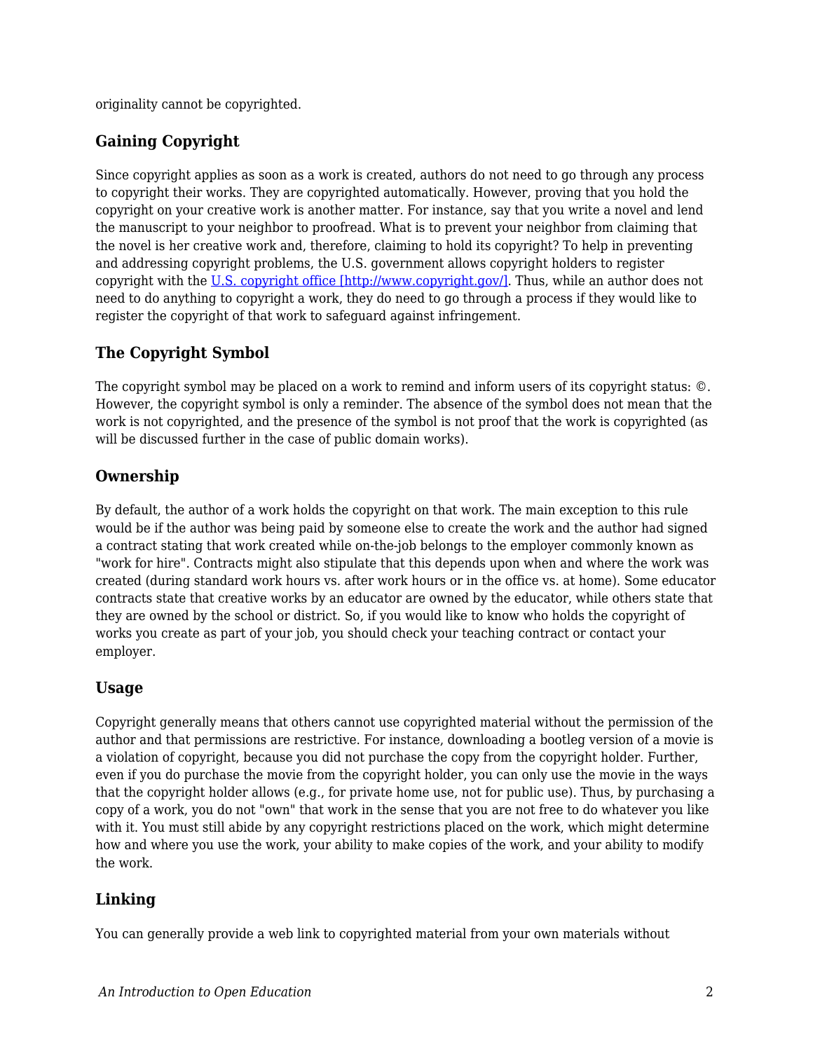originality cannot be copyrighted.

### Gaining Copyright

Since copyright applies as soon as a work is created, authors do not need to go through any process to copyright their works. They are copyrighted automatically. However, proving that you hold the copyright on your creative work is another matter. For instance, say that you write a novel and lend the manuscript to your neighbor to proofread. What is to prevent your neighbor from claiming that the novel is her creative work and, therefore, claiming to hold its copyright? To help in preventing and addressing copyright problems, the U.S. government allows copyright holders to register copyright with the [U.S. copyright office [http://www.copyright.gov/]](http://www.copyright.gov/). Thus, while an author does not need to do anything to copyright a work, they do need to go through a process if they would like to register the copyright of that work to safeguard against infringement.

### The Copyright Symbol

The copyright symbol may be placed on a work to remind and inform users of its copyright status: ©. However, the copyright symbol is only a reminder. The absence of the symbol does not mean that the work is not copyrighted, and the presence of the symbol is not proof that the work is copyrighted (as will be discussed further in the case of public domain works).

### Ownership

By default, the author of a work holds the copyright on that work. The main exception to this rule would be if the author was being paid by someone else to create the work and the author had signed a contract stating that work created while on-the-job belongs to the employer commonly known as "work for hire". Contracts might also stipulate that this depends upon when and where the work was created (during standard work hours vs. after work hours or in the office vs. at home). Some educator contracts state that creative works by an educator are owned by the educator, while others state that they are owned by the school or district. So, if you would like to know who holds the copyright of works you create as part of your job, you should check your teaching contract or contact your employer.

### Usage

Copyright generally means that others cannot use copyrighted material without the permission of the author and that permissions are restrictive. For instance, downloading a bootleg version of a movie is a violation of copyright, because you did not purchase the copy from the copyright holder. Further, even if you do purchase the movie from the copyright holder, you can only use the movie in the ways that the copyright holder allows (e.g., for private home use, not for public use). Thus, by purchasing a copy of a work, you do not "own" that work in the sense that you are not free to do whatever you like with it. You must still abide by any copyright restrictions placed on the work, which might determine how and where you use the work, your ability to make copies of the work, and your ability to modify the work.

### Linking

You can generally provide a web link to copyrighted material from your own materials without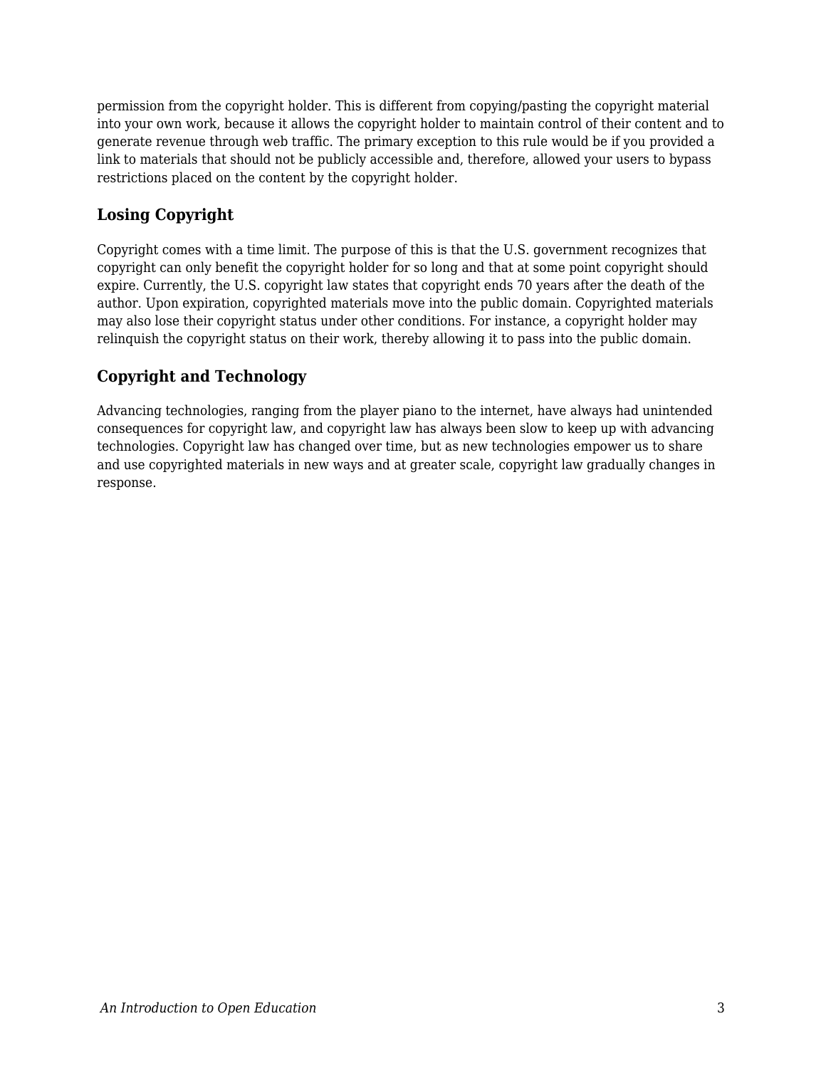permission from the copyright holder. This is different from copying/pasting the copyright material into your own work, because it allows the copyright holder to maintain control of their content and to generate revenue through web traffic. The primary exception to this rule would be if you provided a link to materials that should not be publicly accessible and, therefore, allowed your users to bypass restrictions placed on the content by the copyright holder.

### Losing Copyright

Copyright comes with a time limit. The purpose of this is that the U.S. government recognizes that copyright can only benefit the copyright holder for so long and that at some point copyright should expire. Currently, the U.S. copyright law states that copyright ends 70 years after the death of the author. Upon expiration, copyrighted materials move into the public domain. Copyrighted materials may also lose their copyright status under other conditions. For instance, a copyright holder may relinquish the copyright status on their work, thereby allowing it to pass into the public domain.

### Copyright and Technology

Advancing technologies, ranging from the player piano to the internet, have always had unintended consequences for copyright law, and copyright law has always been slow to keep up with advancing technologies. Copyright law has changed over time, but as new technologies empower us to share and use copyrighted materials in new ways and at greater scale, copyright law gradually changes in response.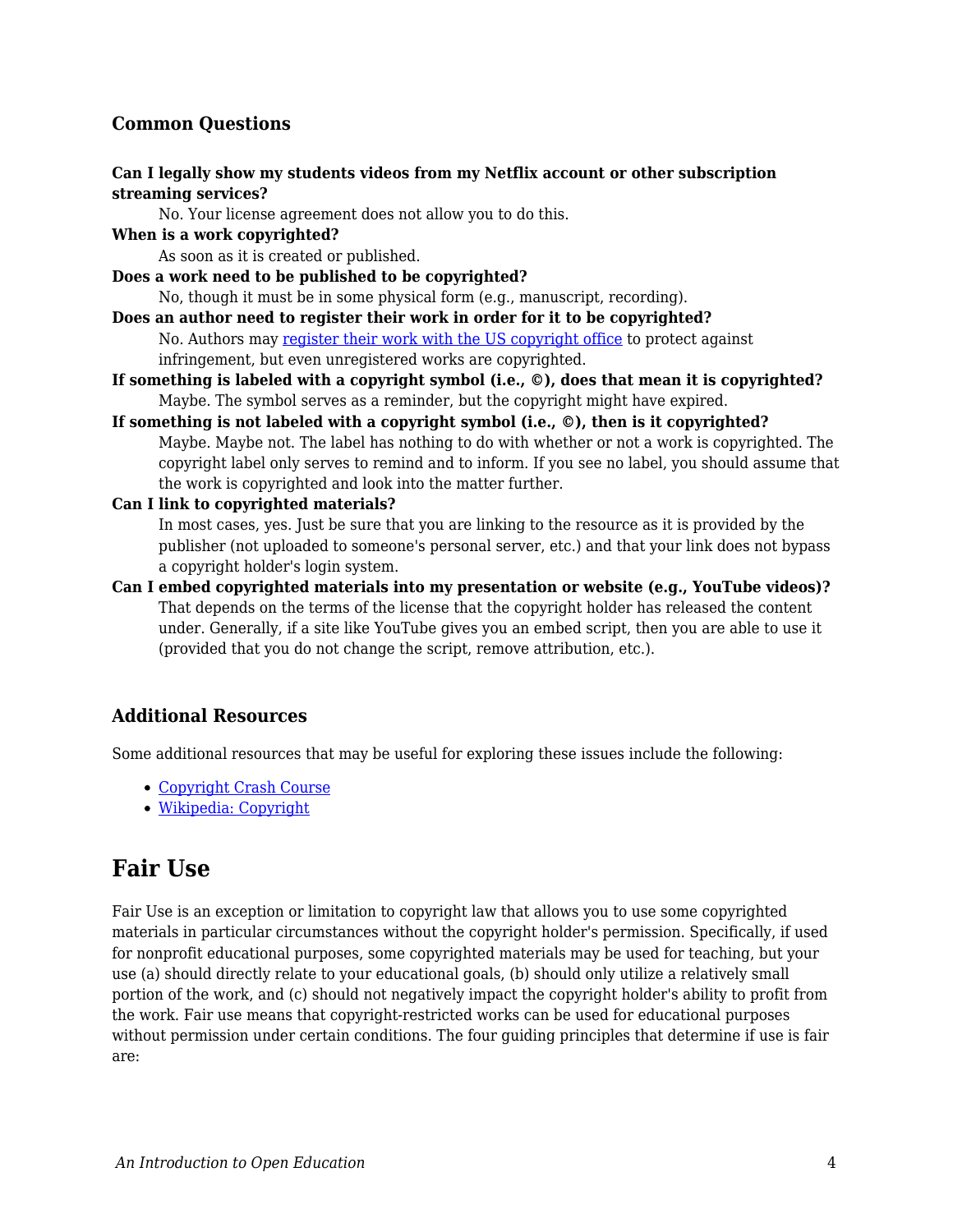### Common Questions

**Can I legally show my students videos from my Netflix account or other subscription streaming services?**
: No. Your license agreement does not allow you to do this.

**When is a work copyrighted?**
: As soon as it is created or published.

**Does a work need to be published to be copyrighted?**
: No, though it must be in some physical form (e.g., manuscript, recording).

**Does an author need to register their work in order for it to be copyrighted?**
: No. Authors may [register their work with the US copyright office]() to protect against infringement, but even unregistered works are copyrighted.

**If something is labeled with a copyright symbol (i.e., ©), does that mean it is copyrighted?**
: Maybe. The symbol serves as a reminder, but the copyright might have expired.

**If something is not labeled with a copyright symbol (i.e., ©), then is it copyrighted?**
: Maybe. Maybe not. The label has nothing to do with whether or not a work is copyrighted. The copyright label only serves to remind and to inform. If you see no label, you should assume that the work is copyrighted and look into the matter further.

**Can I link to copyrighted materials?**
: In most cases, yes. Just be sure that you are linking to the resource as it is provided by the publisher (not uploaded to someone's personal server, etc.) and that your link does not bypass a copyright holder's login system.

**Can I embed copyrighted materials into my presentation or website (e.g., YouTube videos)?**
: That depends on the terms of the license that the copyright holder has released the content under. Generally, if a site like YouTube gives you an embed script, then you are able to use it (provided that you do not change the script, remove attribution, etc.).

### Additional Resources

Some additional resources that may be useful for exploring these issues include the following:

- [Copyright Crash Course]()
- [Wikipedia: Copyright]()

## Fair Use

Fair Use is an exception or limitation to copyright law that allows you to use some copyrighted materials in particular circumstances without the copyright holder's permission. Specifically, if used for nonprofit educational purposes, some copyrighted materials may be used for teaching, but your use (a) should directly relate to your educational goals, (b) should only utilize a relatively small portion of the work, and (c) should not negatively impact the copyright holder's ability to profit from the work. Fair use means that copyright-restricted works can be used for educational purposes without permission under certain conditions. The four guiding principles that determine if use is fair are: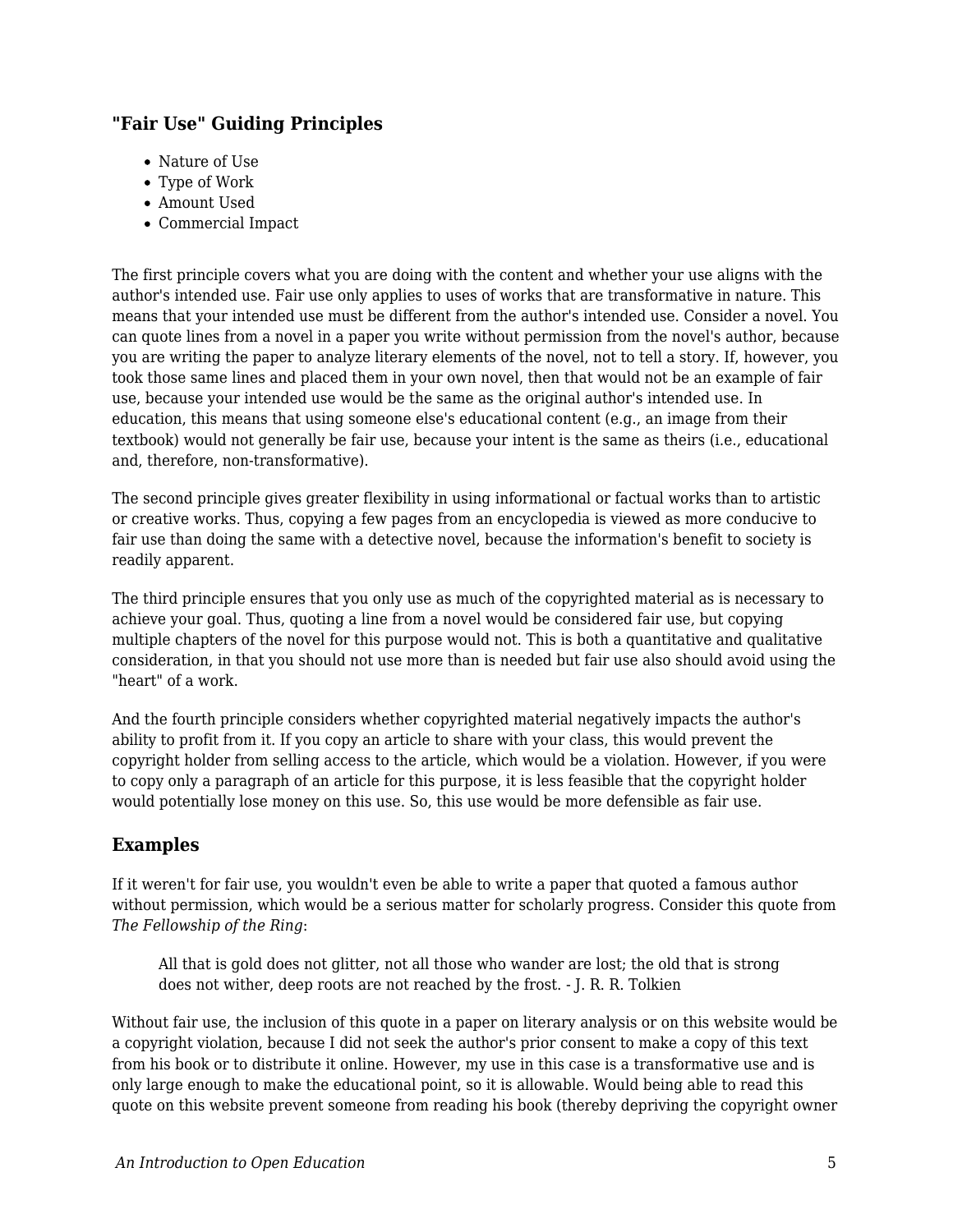### "Fair Use" Guiding Principles

- Nature of Use
- Type of Work
- Amount Used
- Commercial Impact

The first principle covers what you are doing with the content and whether your use aligns with the author's intended use. Fair use only applies to uses of works that are transformative in nature. This means that your intended use must be different from the author's intended use. Consider a novel. You can quote lines from a novel in a paper you write without permission from the novel's author, because you are writing the paper to analyze literary elements of the novel, not to tell a story. If, however, you took those same lines and placed them in your own novel, then that would not be an example of fair use, because your intended use would be the same as the original author's intended use. In education, this means that using someone else's educational content (e.g., an image from their textbook) would not generally be fair use, because your intent is the same as theirs (i.e., educational and, therefore, non-transformative).

The second principle gives greater flexibility in using informational or factual works than to artistic or creative works. Thus, copying a few pages from an encyclopedia is viewed as more conducive to fair use than doing the same with a detective novel, because the information's benefit to society is readily apparent.

The third principle ensures that you only use as much of the copyrighted material as is necessary to achieve your goal. Thus, quoting a line from a novel would be considered fair use, but copying multiple chapters of the novel for this purpose would not. This is both a quantitative and qualitative consideration, in that you should not use more than is needed but fair use also should avoid using the "heart" of a work.

And the fourth principle considers whether copyrighted material negatively impacts the author's ability to profit from it. If you copy an article to share with your class, this would prevent the copyright holder from selling access to the article, which would be a violation. However, if you were to copy only a paragraph of an article for this purpose, it is less feasible that the copyright holder would potentially lose money on this use. So, this use would be more defensible as fair use.

### Examples

If it weren't for fair use, you wouldn't even be able to write a paper that quoted a famous author without permission, which would be a serious matter for scholarly progress. Consider this quote from *The Fellowship of the Ring*:

> All that is gold does not glitter, not all those who wander are lost; the old that is strong does not wither, deep roots are not reached by the frost. - J. R. R. Tolkien

Without fair use, the inclusion of this quote in a paper on literary analysis or on this website would be a copyright violation, because I did not seek the author's prior consent to make a copy of this text from his book or to distribute it online. However, my use in this case is a transformative use and is only large enough to make the educational point, so it is allowable. Would being able to read this quote on this website prevent someone from reading his book (thereby depriving the copyright owner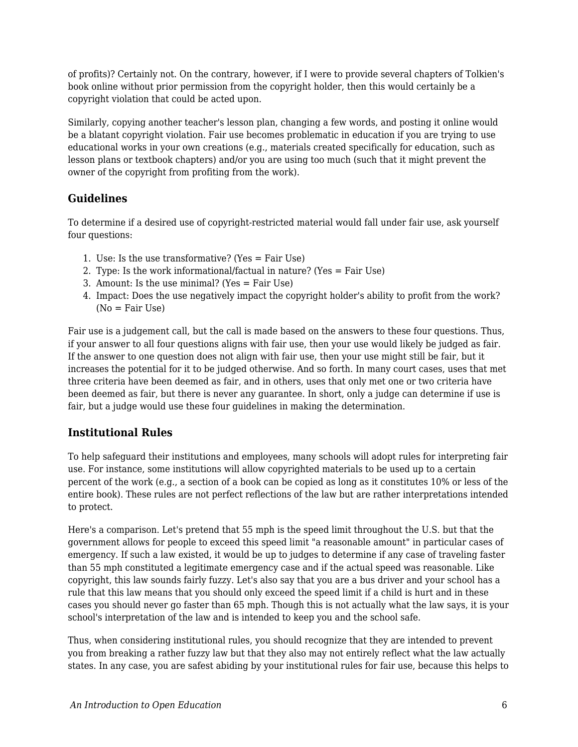of profits)? Certainly not. On the contrary, however, if I were to provide several chapters of Tolkien's book online without prior permission from the copyright holder, then this would certainly be a copyright violation that could be acted upon.

Similarly, copying another teacher's lesson plan, changing a few words, and posting it online would be a blatant copyright violation. Fair use becomes problematic in education if you are trying to use educational works in your own creations (e.g., materials created specifically for education, such as lesson plans or textbook chapters) and/or you are using too much (such that it might prevent the owner of the copyright from profiting from the work).

### Guidelines

To determine if a desired use of copyright-restricted material would fall under fair use, ask yourself four questions:

1. Use: Is the use transformative? (Yes = Fair Use)
2. Type: Is the work informational/factual in nature? (Yes = Fair Use)
3. Amount: Is the use minimal? (Yes = Fair Use)
4. Impact: Does the use negatively impact the copyright holder's ability to profit from the work? (No = Fair Use)

Fair use is a judgement call, but the call is made based on the answers to these four questions. Thus, if your answer to all four questions aligns with fair use, then your use would likely be judged as fair. If the answer to one question does not align with fair use, then your use might still be fair, but it increases the potential for it to be judged otherwise. And so forth. In many court cases, uses that met three criteria have been deemed as fair, and in others, uses that only met one or two criteria have been deemed as fair, but there is never any guarantee. In short, only a judge can determine if use is fair, but a judge would use these four guidelines in making the determination.

### Institutional Rules

To help safeguard their institutions and employees, many schools will adopt rules for interpreting fair use. For instance, some institutions will allow copyrighted materials to be used up to a certain percent of the work (e.g., a section of a book can be copied as long as it constitutes 10% or less of the entire book). These rules are not perfect reflections of the law but are rather interpretations intended to protect.

Here's a comparison. Let's pretend that 55 mph is the speed limit throughout the U.S. but that the government allows for people to exceed this speed limit "a reasonable amount" in particular cases of emergency. If such a law existed, it would be up to judges to determine if any case of traveling faster than 55 mph constituted a legitimate emergency case and if the actual speed was reasonable. Like copyright, this law sounds fairly fuzzy. Let's also say that you are a bus driver and your school has a rule that this law means that you should only exceed the speed limit if a child is hurt and in these cases you should never go faster than 65 mph. Though this is not actually what the law says, it is your school's interpretation of the law and is intended to keep you and the school safe.

Thus, when considering institutional rules, you should recognize that they are intended to prevent you from breaking a rather fuzzy law but that they also may not entirely reflect what the law actually states. In any case, you are safest abiding by your institutional rules for fair use, because this helps to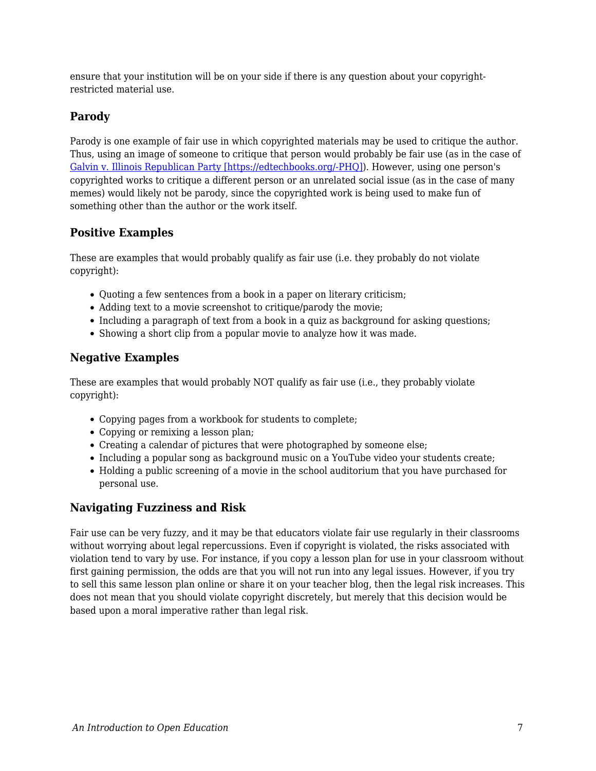ensure that your institution will be on your side if there is any question about your copyright-restricted material use.

### Parody

Parody is one example of fair use in which copyrighted materials may be used to critique the author. Thus, using an image of someone to critique that person would probably be fair use (as in the case of [Galvin v. Illinois Republican Party [https://edtechbooks.org/-PHQ]](https://edtechbooks.org/-PHQ)). However, using one person's copyrighted works to critique a different person or an unrelated social issue (as in the case of many memes) would likely not be parody, since the copyrighted work is being used to make fun of something other than the author or the work itself.

### Positive Examples

These are examples that would probably qualify as fair use (i.e. they probably do not violate copyright):

- Quoting a few sentences from a book in a paper on literary criticism;
- Adding text to a movie screenshot to critique/parody the movie;
- Including a paragraph of text from a book in a quiz as background for asking questions;
- Showing a short clip from a popular movie to analyze how it was made.

### Negative Examples

These are examples that would probably NOT qualify as fair use (i.e., they probably violate copyright):

- Copying pages from a workbook for students to complete;
- Copying or remixing a lesson plan;
- Creating a calendar of pictures that were photographed by someone else;
- Including a popular song as background music on a YouTube video your students create;
- Holding a public screening of a movie in the school auditorium that you have purchased for personal use.

### Navigating Fuzziness and Risk

Fair use can be very fuzzy, and it may be that educators violate fair use regularly in their classrooms without worrying about legal repercussions. Even if copyright is violated, the risks associated with violation tend to vary by use. For instance, if you copy a lesson plan for use in your classroom without first gaining permission, the odds are that you will not run into any legal issues. However, if you try to sell this same lesson plan online or share it on your teacher blog, then the legal risk increases. This does not mean that you should violate copyright discretely, but merely that this decision would be based upon a moral imperative rather than legal risk.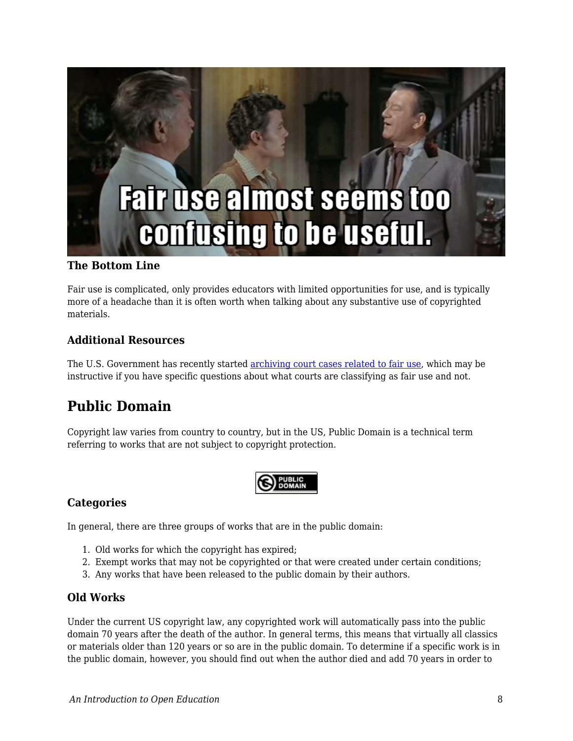### The Bottom Line

Fair use is complicated, only provides educators with limited opportunities for use, and is typically more of a headache than it is often worth when talking about any substantive use of copyrighted materials.

### Additional Resources

The U.S. Government has recently started archiving court cases related to fair use, which may be instructive if you have specific questions about what courts are classifying as fair use and not.

## Public Domain

Copyright law varies from country to country, but in the US, Public Domain is a technical term referring to works that are not subject to copyright protection.

### Categories

In general, there are three groups of works that are in the public domain:

1. Old works for which the copyright has expired;
2. Exempt works that may not be copyrighted or that were created under certain conditions;
3. Any works that have been released to the public domain by their authors.

### Old Works

Under the current US copyright law, any copyrighted work will automatically pass into the public domain 70 years after the death of the author. In general terms, this means that virtually all classics or materials older than 120 years or so are in the public domain. To determine if a specific work is in the public domain, however, you should find out when the author died and add 70 years in order to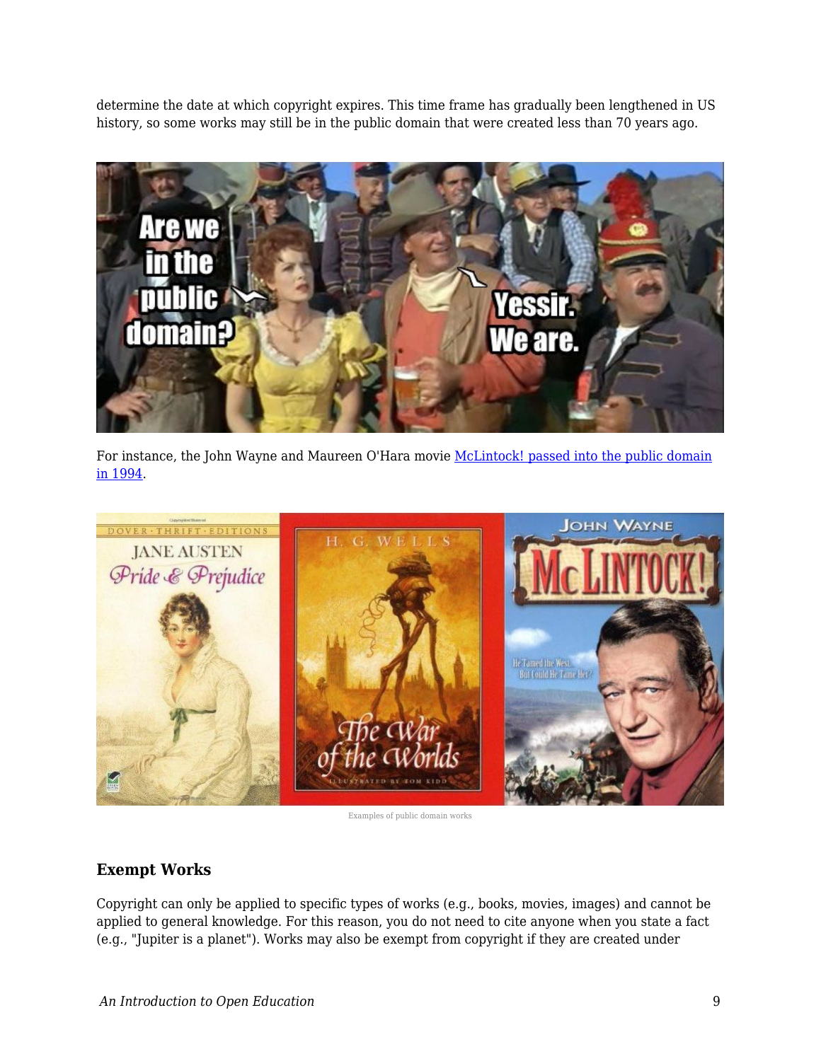determine the date at which copyright expires. This time frame has gradually been lengthened in US history, so some works may still be in the public domain that were created less than 70 years ago.

For instance, the John Wayne and Maureen O'Hara movie [McLintock! passed into the public domain in 1994](#).

Examples of public domain works

### Exempt Works

Copyright can only be applied to specific types of works (e.g., books, movies, images) and cannot be applied to general knowledge. For this reason, you do not need to cite anyone when you state a fact (e.g., "Jupiter is a planet"). Works may also be exempt from copyright if they are created under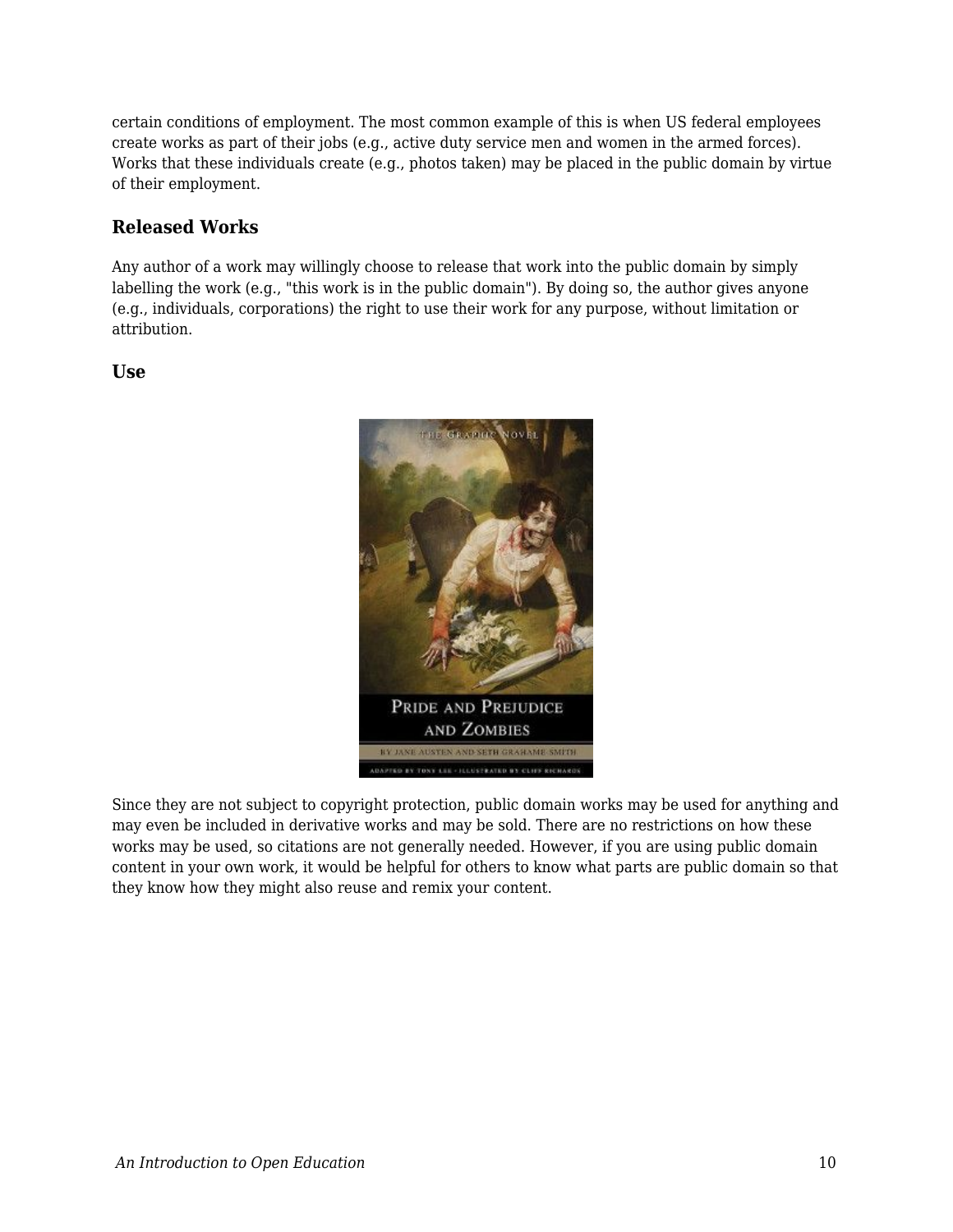certain conditions of employment. The most common example of this is when US federal employees create works as part of their jobs (e.g., active duty service men and women in the armed forces). Works that these individuals create (e.g., photos taken) may be placed in the public domain by virtue of their employment.

### Released Works

Any author of a work may willingly choose to release that work into the public domain by simply labelling the work (e.g., "this work is in the public domain"). By doing so, the author gives anyone (e.g., individuals, corporations) the right to use their work for any purpose, without limitation or attribution.

### Use

Since they are not subject to copyright protection, public domain works may be used for anything and may even be included in derivative works and may be sold. There are no restrictions on how these works may be used, so citations are not generally needed. However, if you are using public domain content in your own work, it would be helpful for others to know what parts are public domain so that they know how they might also reuse and remix your content.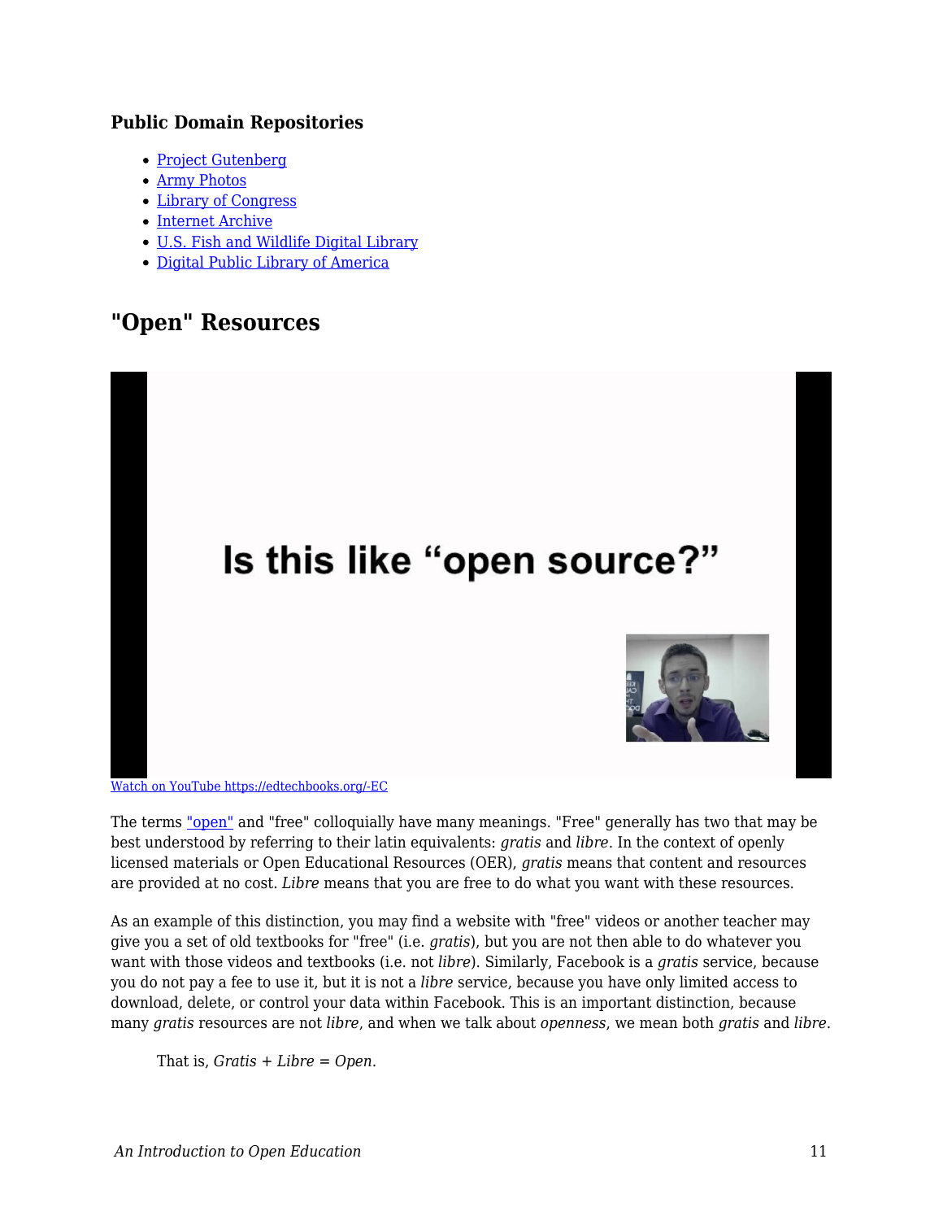### Public Domain Repositories

- Project Gutenberg
- Army Photos
- Library of Congress
- Internet Archive
- U.S. Fish and Wildlife Digital Library
- Digital Public Library of America

## "Open" Resources

Watch on YouTube https://edtechbooks.org/-EC

The terms "open" and "free" colloquially have many meanings. "Free" generally has two that may be best understood by referring to their latin equivalents: *gratis* and *libre*. In the context of openly licensed materials or Open Educational Resources (OER), *gratis* means that content and resources are provided at no cost. *Libre* means that you are free to do what you want with these resources.

As an example of this distinction, you may find a website with "free" videos or another teacher may give you a set of old textbooks for "free" (i.e. *gratis*), but you are not then able to do whatever you want with those videos and textbooks (i.e. not *libre*). Similarly, Facebook is a *gratis* service, because you do not pay a fee to use it, but it is not a *libre* service, because you have only limited access to download, delete, or control your data within Facebook. This is an important distinction, because many *gratis* resources are not *libre*, and when we talk about *openness*, we mean both *gratis* and *libre*.

> That is, *Gratis + Libre = Open*.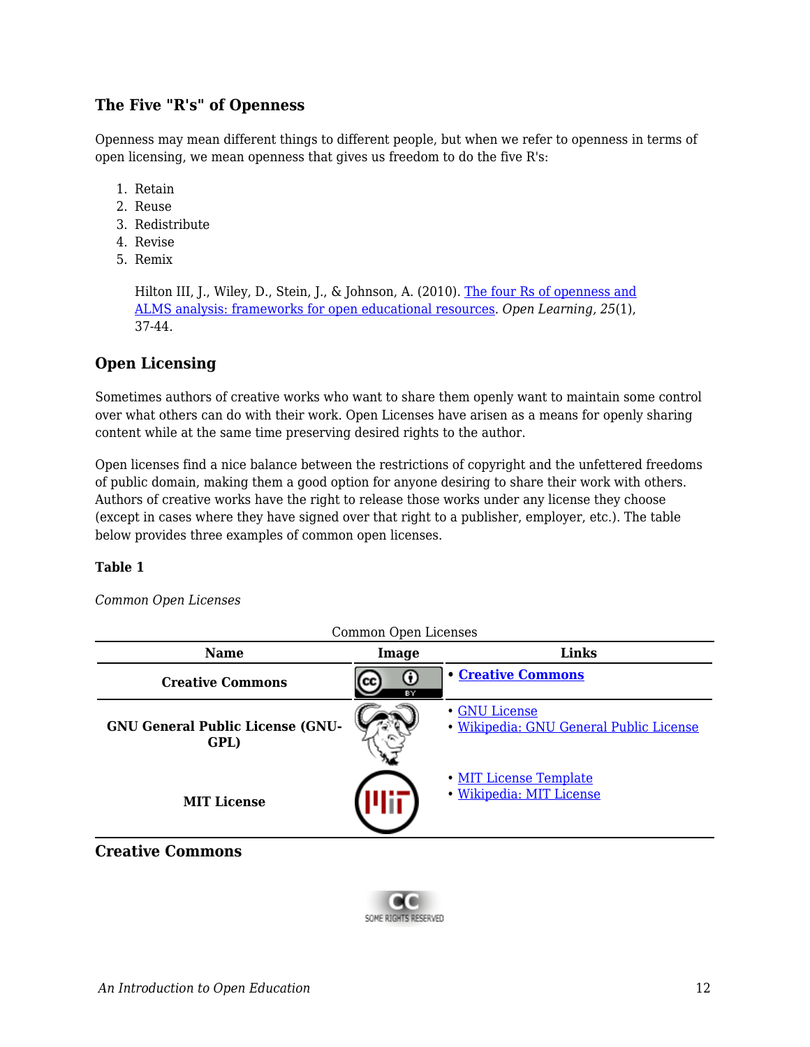### The Five "R's" of Openness

Openness may mean different things to different people, but when we refer to openness in terms of open licensing, we mean openness that gives us freedom to do the five R's:

1. Retain
2. Reuse
3. Redistribute
4. Revise
5. Remix

> Hilton III, J., Wiley, D., Stein, J., & Johnson, A. (2010). The four Rs of openness and ALMS analysis: frameworks for open educational resources. *Open Learning, 25*(1), 37-44.

### Open Licensing

Sometimes authors of creative works who want to share them openly want to maintain some control over what others can do with their work. Open Licenses have arisen as a means for openly sharing content while at the same time preserving desired rights to the author.

Open licenses find a nice balance between the restrictions of copyright and the unfettered freedoms of public domain, making them a good option for anyone desiring to share their work with others. Authors of creative works have the right to release those works under any license they choose (except in cases where they have signed over that right to a publisher, employer, etc.). The table below provides three examples of common open licenses.

**Table 1**

*Common Open Licenses*

Common Open Licenses

| Name | Image | Links |
|---|---|---|
| **Creative Commons** | | • **Creative Commons** |
| **GNU General Public License (GNU-GPL)** | | • GNU License<br>• Wikipedia: GNU General Public License |
| **MIT License** | | • MIT License Template<br>• Wikipedia: MIT License |

## Creative Commons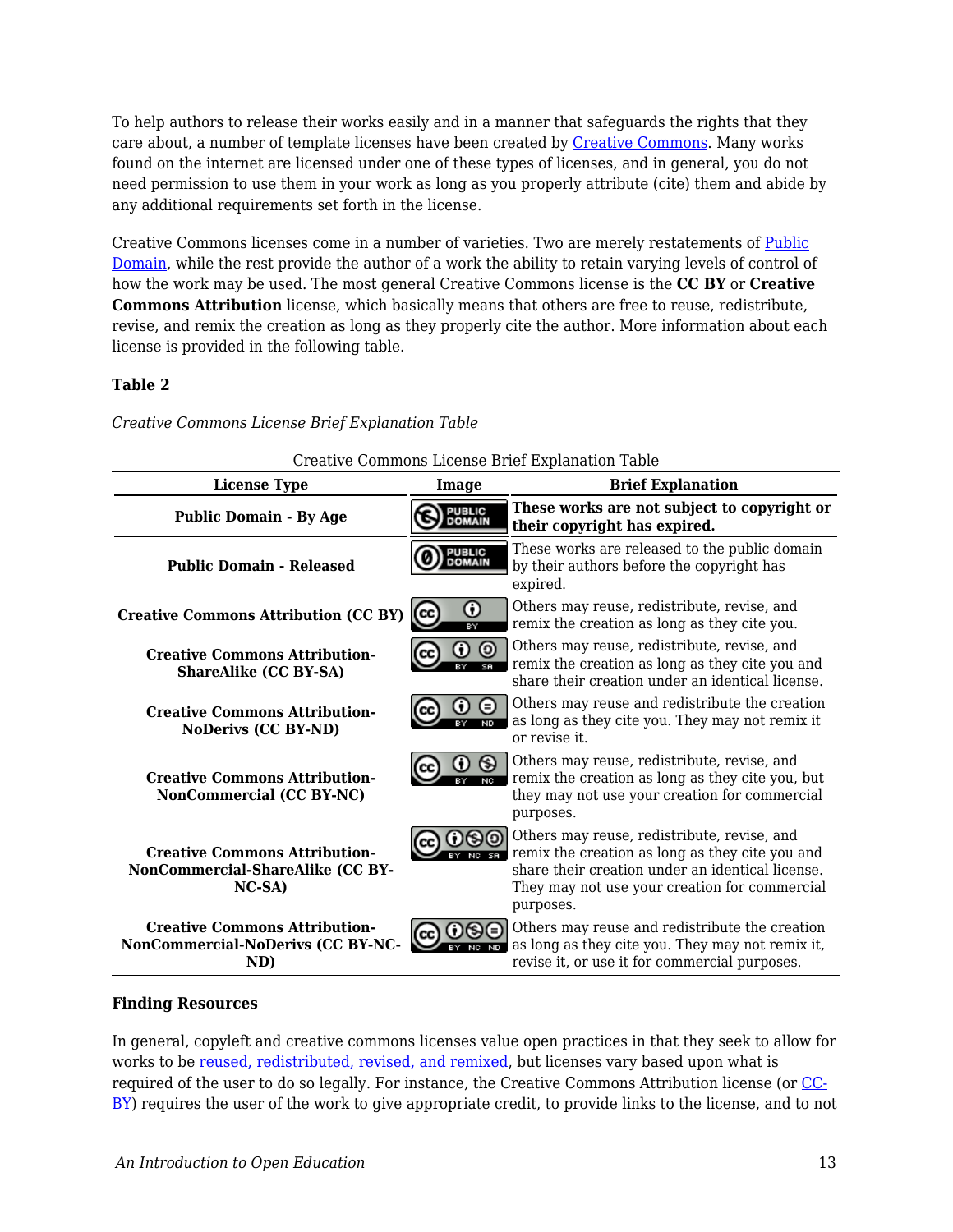To help authors to release their works easily and in a manner that safeguards the rights that they care about, a number of template licenses have been created by Creative Commons. Many works found on the internet are licensed under one of these types of licenses, and in general, you do not need permission to use them in your work as long as you properly attribute (cite) them and abide by any additional requirements set forth in the license.

Creative Commons licenses come in a number of varieties. Two are merely restatements of Public Domain, while the rest provide the author of a work the ability to retain varying levels of control of how the work may be used. The most general Creative Commons license is the **CC BY** or **Creative Commons Attribution** license, which basically means that others are free to reuse, redistribute, revise, and remix the creation as long as they properly cite the author. More information about each license is provided in the following table.

**Table 2**

*Creative Commons License Brief Explanation Table*

Creative Commons License Brief Explanation Table

| License Type | Image | Brief Explanation |
|---|---|---|
| **Public Domain - By Age** | | **These works are not subject to copyright or their copyright has expired.** |
| **Public Domain - Released** | | These works are released to the public domain by their authors before the copyright has expired. |
| **Creative Commons Attribution (CC BY)** | | Others may reuse, redistribute, revise, and remix the creation as long as they cite you. |
| **Creative Commons Attribution-ShareAlike (CC BY-SA)** | | Others may reuse, redistribute, revise, and remix the creation as long as they cite you and share their creation under an identical license. |
| **Creative Commons Attribution-NoDerivs (CC BY-ND)** | | Others may reuse and redistribute the creation as long as they cite you. They may not remix it or revise it. |
| **Creative Commons Attribution-NonCommercial (CC BY-NC)** | | Others may reuse, redistribute, revise, and remix the creation as long as they cite you, but they may not use your creation for commercial purposes. |
| **Creative Commons Attribution-NonCommercial-ShareAlike (CC BY-NC-SA)** | | Others may reuse, redistribute, revise, and remix the creation as long as they cite you and share their creation under an identical license. They may not use your creation for commercial purposes. |
| **Creative Commons Attribution-NonCommercial-NoDerivs (CC BY-NC-ND)** | | Others may reuse and redistribute the creation as long as they cite you. They may not remix it, revise it, or use it for commercial purposes. |

**Finding Resources**

In general, copyleft and creative commons licenses value open practices in that they seek to allow for works to be reused, redistributed, revised, and remixed, but licenses vary based upon what is required of the user to do so legally. For instance, the Creative Commons Attribution license (or CC-BY) requires the user of the work to give appropriate credit, to provide links to the license, and to not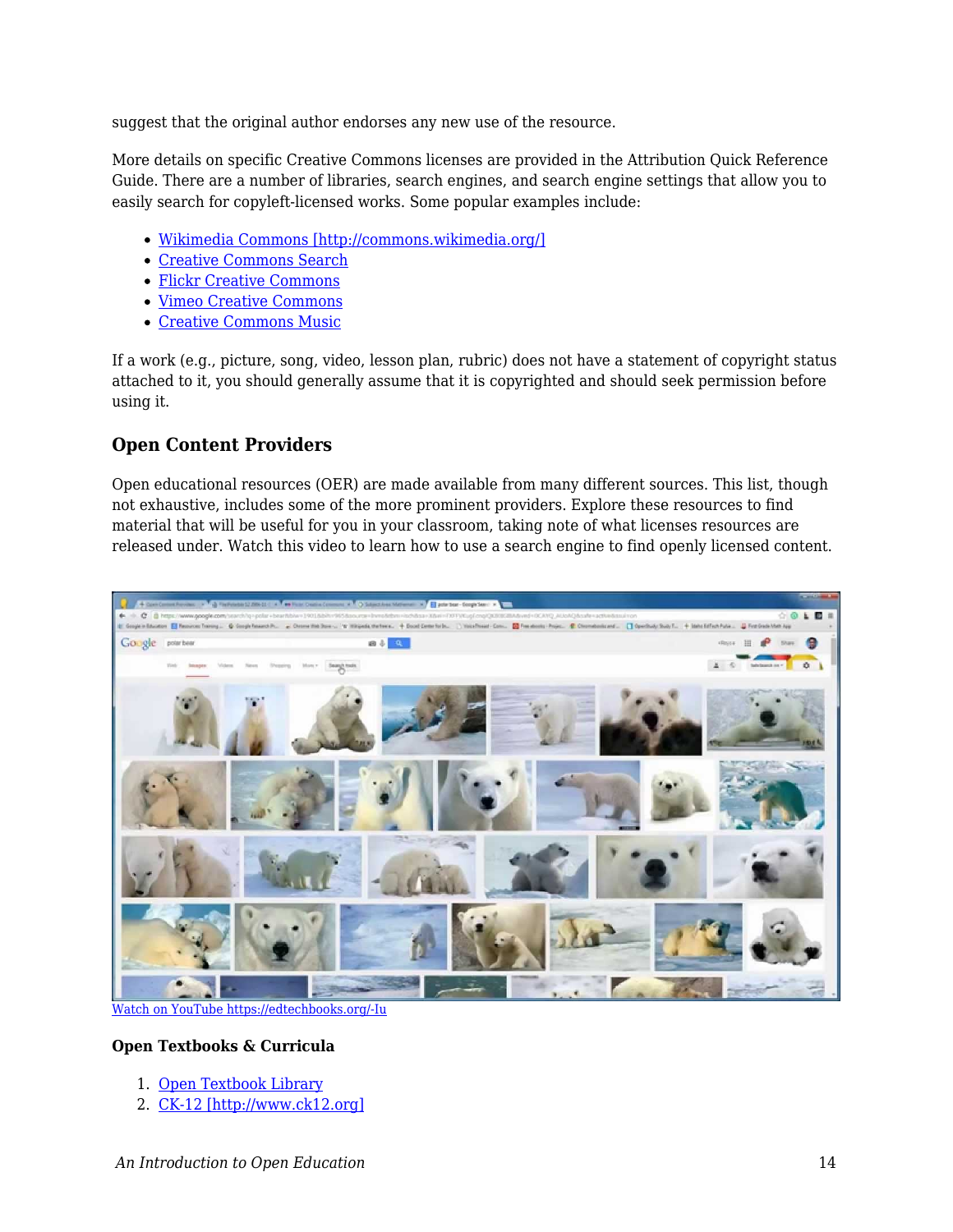suggest that the original author endorses any new use of the resource.

More details on specific Creative Commons licenses are provided in the Attribution Quick Reference Guide. There are a number of libraries, search engines, and search engine settings that allow you to easily search for copyleft-licensed works. Some popular examples include:

- Wikimedia Commons [http://commons.wikimedia.org/]
- Creative Commons Search
- Flickr Creative Commons
- Vimeo Creative Commons
- Creative Commons Music

If a work (e.g., picture, song, video, lesson plan, rubric) does not have a statement of copyright status attached to it, you should generally assume that it is copyrighted and should seek permission before using it.

## Open Content Providers

Open educational resources (OER) are made available from many different sources. This list, though not exhaustive, includes some of the more prominent providers. Explore these resources to find material that will be useful for you in your classroom, taking note of what licenses resources are released under. Watch this video to learn how to use a search engine to find openly licensed content.

Watch on YouTube https://edtechbooks.org/-Iu

### Open Textbooks & Curricula

1. Open Textbook Library
2. CK-12 [http://www.ck12.org]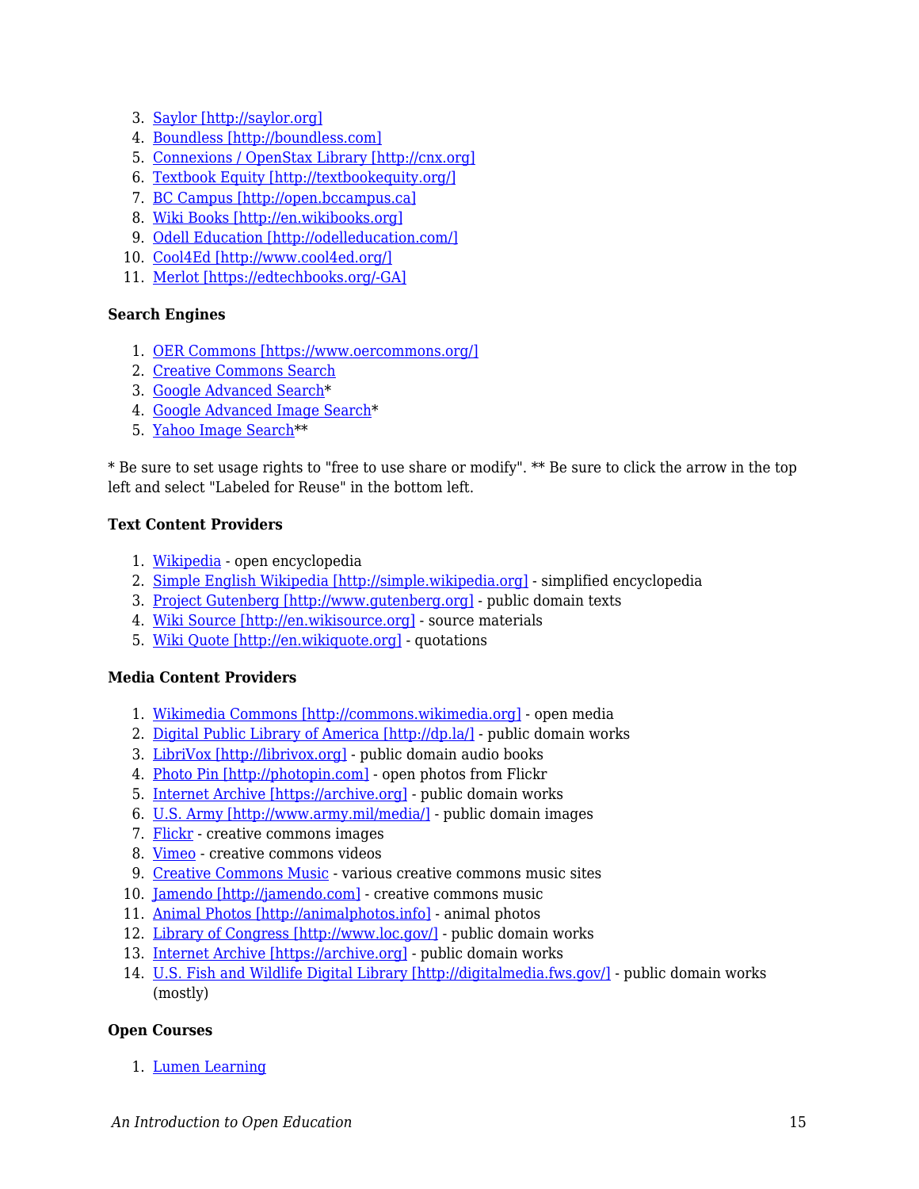3. Saylor [http://saylor.org]
4. Boundless [http://boundless.com]
5. Connexions / OpenStax Library [http://cnx.org]
6. Textbook Equity [http://textbookequity.org/]
7. BC Campus [http://open.bccampus.ca]
8. Wiki Books [http://en.wikibooks.org]
9. Odell Education [http://odelleducation.com/]
10. Cool4Ed [http://www.cool4ed.org/]
11. Merlot [https://edtechbooks.org/-GA]

**Search Engines**

1. OER Commons [https://www.oercommons.org/]
2. Creative Commons Search
3. Google Advanced Search*
4. Google Advanced Image Search*
5. Yahoo Image Search**

* Be sure to set usage rights to "free to use share or modify". ** Be sure to click the arrow in the top left and select "Labeled for Reuse" in the bottom left.

**Text Content Providers**

1. Wikipedia - open encyclopedia
2. Simple English Wikipedia [http://simple.wikipedia.org] - simplified encyclopedia
3. Project Gutenberg [http://www.gutenberg.org] - public domain texts
4. Wiki Source [http://en.wikisource.org] - source materials
5. Wiki Quote [http://en.wikiquote.org] - quotations

**Media Content Providers**

1. Wikimedia Commons [http://commons.wikimedia.org] - open media
2. Digital Public Library of America [http://dp.la/] - public domain works
3. LibriVox [http://librivox.org] - public domain audio books
4. Photo Pin [http://photopin.com] - open photos from Flickr
5. Internet Archive [https://archive.org] - public domain works
6. U.S. Army [http://www.army.mil/media/] - public domain images
7. Flickr - creative commons images
8. Vimeo - creative commons videos
9. Creative Commons Music - various creative commons music sites
10. Jamendo [http://jamendo.com] - creative commons music
11. Animal Photos [http://animalphotos.info] - animal photos
12. Library of Congress [http://www.loc.gov/] - public domain works
13. Internet Archive [https://archive.org] - public domain works
14. U.S. Fish and Wildlife Digital Library [http://digitalmedia.fws.gov/] - public domain works (mostly)

**Open Courses**

1. Lumen Learning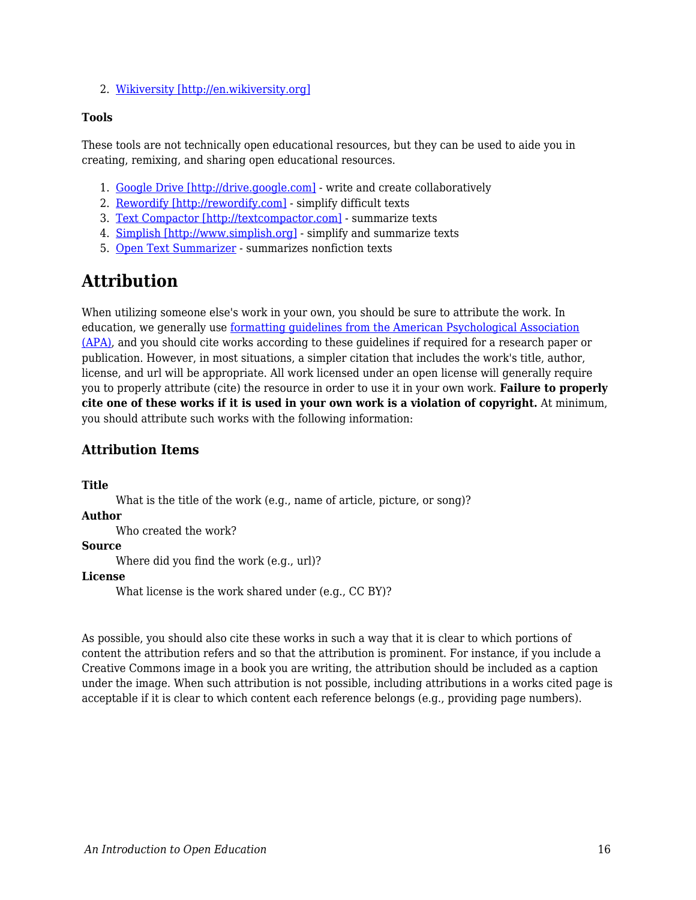2. [Wikiversity [http://en.wikiversity.org]](http://en.wikiversity.org)

**Tools**

These tools are not technically open educational resources, but they can be used to aide you in creating, remixing, and sharing open educational resources.

1. [Google Drive [http://drive.google.com]](http://drive.google.com) - write and create collaboratively
2. [Rewordify [http://rewordify.com]](http://rewordify.com) - simplify difficult texts
3. [Text Compactor [http://textcompactor.com]](http://textcompactor.com) - summarize texts
4. [Simplish [http://www.simplish.org]](http://www.simplish.org) - simplify and summarize texts
5. Open Text Summarizer - summarizes nonfiction texts

## Attribution

When utilizing someone else's work in your own, you should be sure to attribute the work. In education, we generally use formatting guidelines from the American Psychological Association (APA), and you should cite works according to these guidelines if required for a research paper or publication. However, in most situations, a simpler citation that includes the work's title, author, license, and url will be appropriate. All work licensed under an open license will generally require you to properly attribute (cite) the resource in order to use it in your own work. **Failure to properly cite one of these works if it is used in your own work is a violation of copyright.** At minimum, you should attribute such works with the following information:

### Attribution Items

**Title**
: What is the title of the work (e.g., name of article, picture, or song)?

**Author**
: Who created the work?

**Source**
: Where did you find the work (e.g., url)?

**License**
: What license is the work shared under (e.g., CC BY)?

As possible, you should also cite these works in such a way that it is clear to which portions of content the attribution refers and so that the attribution is prominent. For instance, if you include a Creative Commons image in a book you are writing, the attribution should be included as a caption under the image. When such attribution is not possible, including attributions in a works cited page is acceptable if it is clear to which content each reference belongs (e.g., providing page numbers).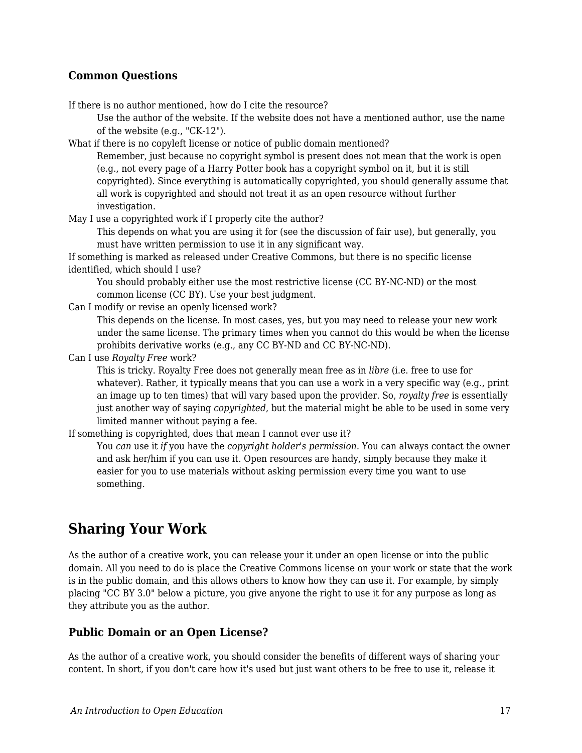### Common Questions

If there is no author mentioned, how do I cite the resource?
: Use the author of the website. If the website does not have a mentioned author, use the name of the website (e.g., "CK-12").

What if there is no copyleft license or notice of public domain mentioned?
: Remember, just because no copyright symbol is present does not mean that the work is open (e.g., not every page of a Harry Potter book has a copyright symbol on it, but it is still copyrighted). Since everything is automatically copyrighted, you should generally assume that all work is copyrighted and should not treat it as an open resource without further investigation.

May I use a copyrighted work if I properly cite the author?
: This depends on what you are using it for (see the discussion of fair use), but generally, you must have written permission to use it in any significant way.

If something is marked as released under Creative Commons, but there is no specific license identified, which should I use?
: You should probably either use the most restrictive license (CC BY-NC-ND) or the most common license (CC BY). Use your best judgment.

Can I modify or revise an openly licensed work?
: This depends on the license. In most cases, yes, but you may need to release your new work under the same license. The primary times when you cannot do this would be when the license prohibits derivative works (e.g., any CC BY-ND and CC BY-NC-ND).

Can I use *Royalty Free* work?
: This is tricky. Royalty Free does not generally mean free as in *libre* (i.e. free to use for whatever). Rather, it typically means that you can use a work in a very specific way (e.g., print an image up to ten times) that will vary based upon the provider. So, *royalty free* is essentially just another way of saying *copyrighted*, but the material might be able to be used in some very limited manner without paying a fee.

If something is copyrighted, does that mean I cannot ever use it?
: You *can* use it *if* you have the *copyright holder's permission*. You can always contact the owner and ask her/him if you can use it. Open resources are handy, simply because they make it easier for you to use materials without asking permission every time you want to use something.

## Sharing Your Work

As the author of a creative work, you can release your it under an open license or into the public domain. All you need to do is place the Creative Commons license on your work or state that the work is in the public domain, and this allows others to know how they can use it. For example, by simply placing "CC BY 3.0" below a picture, you give anyone the right to use it for any purpose as long as they attribute you as the author.

### Public Domain or an Open License?

As the author of a creative work, you should consider the benefits of different ways of sharing your content. In short, if you don't care how it's used but just want others to be free to use it, release it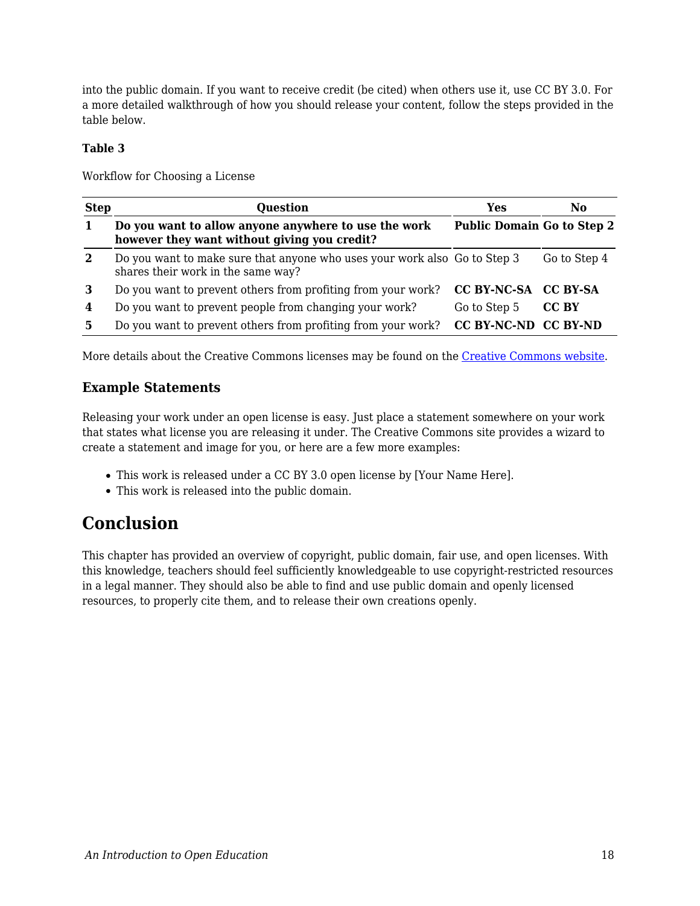into the public domain. If you want to receive credit (be cited) when others use it, use CC BY 3.0. For a more detailed walkthrough of how you should release your content, follow the steps provided in the table below.

**Table 3**

Workflow for Choosing a License

| Step | Question | Yes | No |
|---|---|---|---|
| **1** | **Do you want to allow anyone anywhere to use the work however they want without giving you credit?** | **Public Domain** | **Go to Step 2** |
| **2** | Do you want to make sure that anyone who uses your work also shares their work in the same way? | Go to Step 3 | Go to Step 4 |
| **3** | Do you want to prevent others from profiting from your work? | **CC BY-NC-SA** | **CC BY-SA** |
| **4** | Do you want to prevent people from changing your work? | Go to Step 5 | **CC BY** |
| **5** | Do you want to prevent others from profiting from your work? | **CC BY-NC-ND** | **CC BY-ND** |

More details about the Creative Commons licenses may be found on the [Creative Commons website](https://creativecommons.org).

### Example Statements

Releasing your work under an open license is easy. Just place a statement somewhere on your work that states what license you are releasing it under. The Creative Commons site provides a wizard to create a statement and image for you, or here are a few more examples:

- This work is released under a CC BY 3.0 open license by [Your Name Here].
- This work is released into the public domain.

## Conclusion

This chapter has provided an overview of copyright, public domain, fair use, and open licenses. With this knowledge, teachers should feel sufficiently knowledgeable to use copyright-restricted resources in a legal manner. They should also be able to find and use public domain and openly licensed resources, to properly cite them, and to release their own creations openly.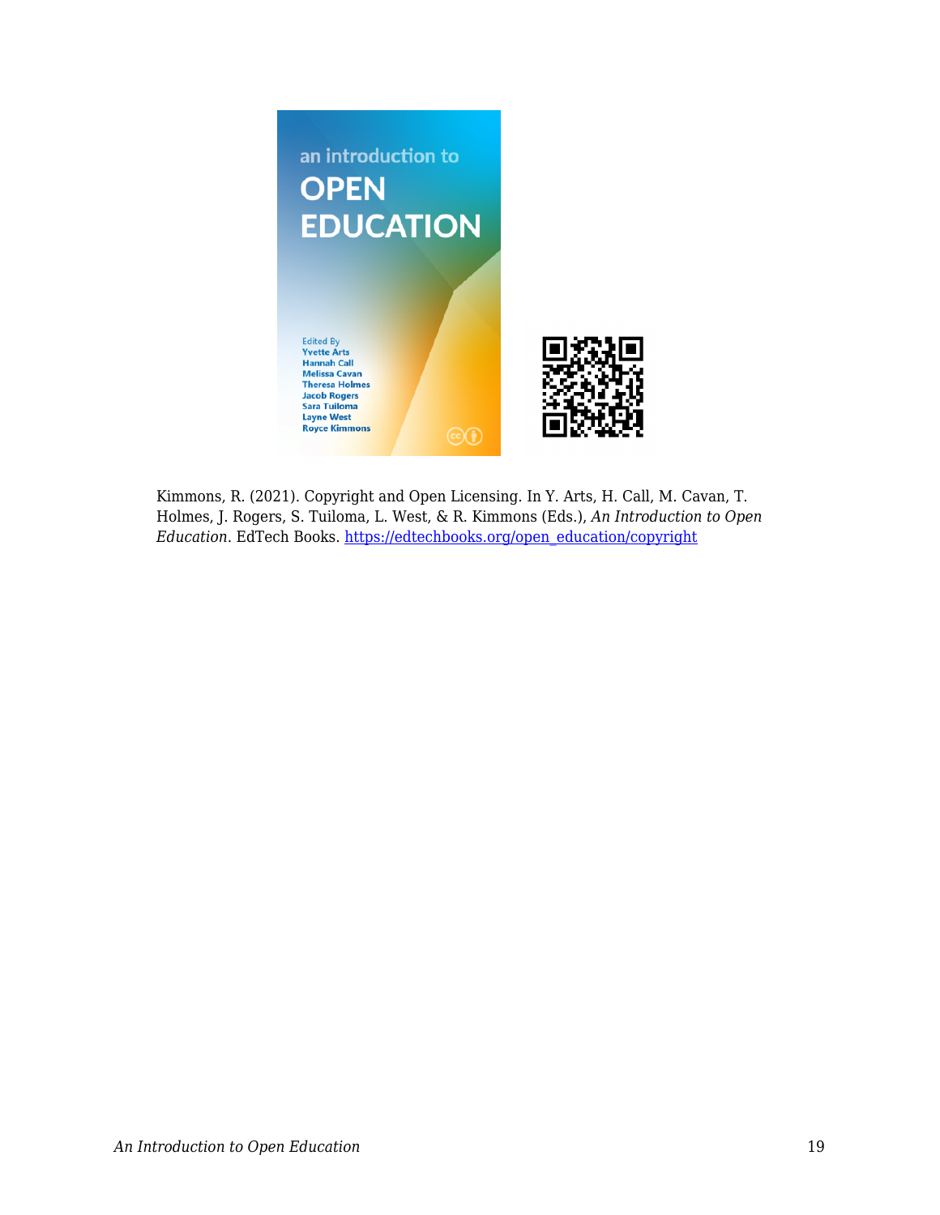Kimmons, R. (2021). Copyright and Open Licensing. In Y. Arts, H. Call, M. Cavan, T. Holmes, J. Rogers, S. Tuiloma, L. West, & R. Kimmons (Eds.), *An Introduction to Open Education*. EdTech Books. [https://edtechbooks.org/open_education/copyright](https://edtechbooks.org/open_education/copyright)